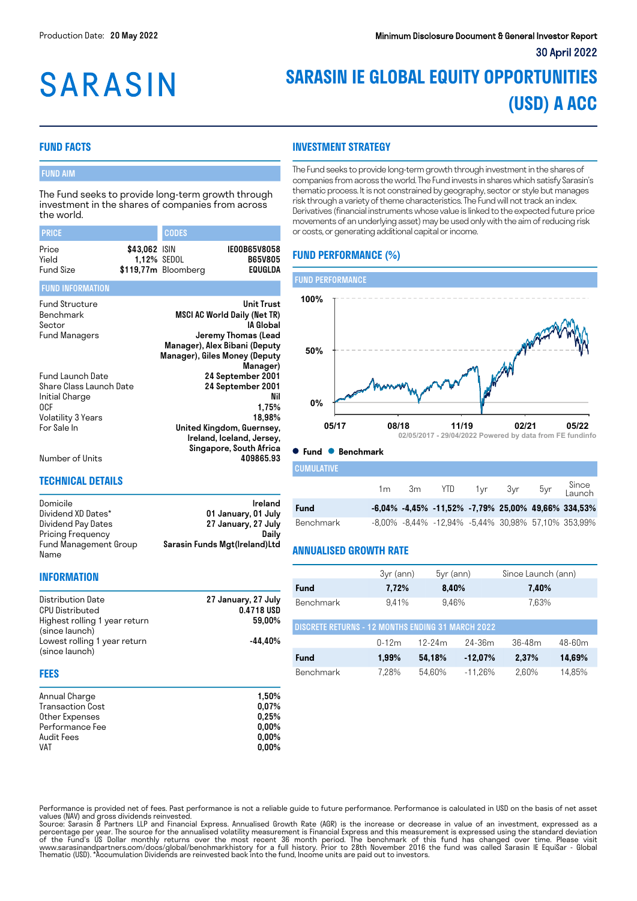Production Date: **20 May 2022**

**Minimum Disclosure Document & General Investor Report**

30 April 2022

# SARASIN

# SARASIN IE GLOBAL EQUITY OPPORTUNITIES (USD) A ACC

## FUND FACTS

### FUND AIM

The Fund seeks to provide long-term growth through investment in the shares of companies from across the world.

| PRICE | | CODES | |
|---|---|---|---|
| Price | **$43,062** | ISIN | **IE00B65V8058** |
| Yield | **1,12%** | SEDOL | **B65V805** |
| Fund Size | **$119,77m** | Bloomberg | **EQUGLDA** |

### FUND INFORMATION

| | |
|---|---|
| Fund Structure | **Unit Trust** |
| Benchmark | **MSCI AC World Daily (Net TR)** |
| Sector | **IA Global** |
| Fund Managers | **Jeremy Thomas (Lead Manager), Alex Bibani (Deputy Manager), Giles Money (Deputy Manager)** |
| Fund Launch Date | **24 September 2001** |
| Share Class Launch Date | **24 September 2001** |
| Initial Charge | **Nil** |
| OCF | **1,75%** |
| Volatility 3 Years | **18,98%** |
| For Sale In | **United Kingdom, Guernsey, Ireland, Iceland, Jersey, Singapore, South Africa** |
| Number of Units | **409865.93** |

## TECHNICAL DETAILS

| | |
|---|---|
| Domicile | **Ireland** |
| Dividend XD Dates* | **01 January, 01 July** |
| Dividend Pay Dates | **27 January, 27 July** |
| Pricing Frequency | **Daily** |
| Fund Management Group Name | **Sarasin Funds Mgt(Ireland)Ltd** |

## INFORMATION

| | |
|---|---|
| Distribution Date | **27 January, 27 July** |
| CPU Distributed | **0.4718 USD** |
| Highest rolling 1 year return (since launch) | **59,00%** |
| Lowest rolling 1 year return (since launch) | **-44,40%** |

## FEES

| | |
|---|---|
| Annual Charge | **1,50%** |
| Transaction Cost | **0,07%** |
| Other Expenses | **0,25%** |
| Performance Fee | **0,00%** |
| Audit Fees | **0,00%** |
| VAT | **0,00%** |

## INVESTMENT STRATEGY

The Fund seeks to provide long-term growth through investment in the shares of companies from across the world. The Fund invests in shares which satisfy Sarasin's thematic process. It is not constrained by geography, sector or style but manages risk through a variety of theme characteristics. The Fund will not track an index. Derivatives (financial instruments whose value is linked to the expected future price movements of an underlying asset) may be used only with the aim of reducing risk or costs, or generating additional capital or income.

## FUND PERFORMANCE (%)

### FUND PERFORMANCE

02/05/2017 - 29/04/2022 Powered by data from FE fundinfo

● Fund ● Benchmark

### CUMULATIVE

| | 1m | 3m | YTD | 1yr | 3yr | 5yr | Since Launch |
|---|---|---|---|---|---|---|---|
| **Fund** | **-6,04%** | **-4,45%** | **-11,52%** | **-7,79%** | **25,00%** | **49,66%** | **334,53%** |
| Benchmark | -8,00% | -8,44% | -12,94% | -5,44% | 30,98% | 57,10% | 353,99% |

## ANNUALISED GROWTH RATE

| | 3yr (ann) | 5yr (ann) | Since Launch (ann) |
|---|---|---|---|
| **Fund** | **7,72%** | **8,40%** | **7,40%** |
| Benchmark | 9,41% | 9,46% | 7,63% |

### DISCRETE RETURNS - 12 MONTHS ENDING 31 MARCH 2022

| | 0-12m | 12-24m | 24-36m | 36-48m | 48-60m |
|---|---|---|---|---|---|
| **Fund** | **1,99%** | **54,18%** | **-12,07%** | **2,37%** | **14,69%** |
| Benchmark | 7,28% | 54,60% | -11,26% | 2,60% | 14,85% |

Performance is provided net of fees. Past performance is not a reliable guide to future performance. Performance is calculated in USD on the basis of net asset values (NAV) and gross dividends reinvested.
Source: Sarasin & Partners LLP and Financial Express. Annualised Growth Rate (AGR) is the increase or decrease in value of an investment, expressed as a percentage per year. The source for the annualised volatility measurement is Financial Express and this measurement is expressed using the standard deviation of the Fund's US Dollar monthly returns over the most recent 36 month period. The benchmark of this fund has changed over time. Please visit www.sarasinandpartners.com/docs/global/benchmarkhistory for a full history. Prior to 28th November 2016 the fund was called Sarasin IE EquiSar - Global Thematic (USD). *Accumulation Dividends are reinvested back into the fund, Income units are paid out to investors.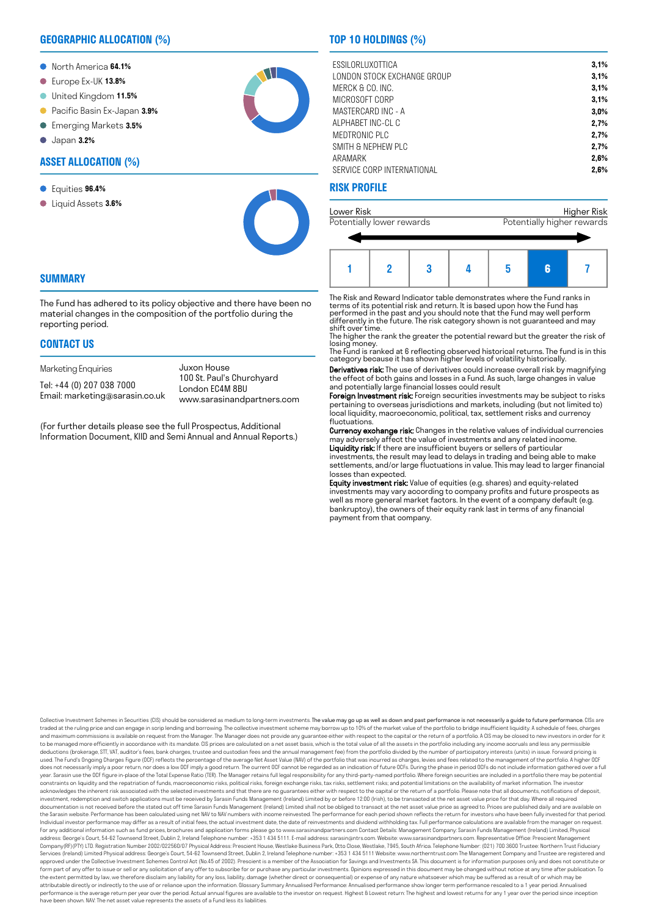## GEOGRAPHIC ALLOCATION (%)

- North America **64.1%**
- Europe Ex-UK **13.8%**
- United Kingdom **11.5%**
- Pacific Basin Ex-Japan **3.9%**
- Emerging Markets **3.5%**
- Japan **3.2%**

## ASSET ALLOCATION (%)

- Equities **96.4%**
- Liquid Assets **3.6%**

## SUMMARY

The Fund has adhered to its policy objective and there have been no material changes in the composition of the portfolio during the reporting period.

## CONTACT US

Marketing Enquiries

Tel: +44 (0) 207 038 7000
Email: marketing@sarasin.co.uk

Juxon House
100 St. Paul's Churchyard
London EC4M 8BU
www.sarasinandpartners.com

(For further details please see the full Prospectus, Additional Information Document, KIID and Semi Annual and Annual Reports.)

## TOP 10 HOLDINGS (%)

| | |
|---|---|
| ESSILORLUXOTTICA | **3,1%** |
| LONDON STOCK EXCHANGE GROUP | **3,1%** |
| MERCK & CO. INC. | **3,1%** |
| MICROSOFT CORP | **3,1%** |
| MASTERCARD INC - A | **3,0%** |
| ALPHABET INC-CL C | **2,7%** |
| MEDTRONIC PLC | **2,7%** |
| SMITH & NEPHEW PLC | **2,7%** |
| ARAMARK | **2,6%** |
| SERVICE CORP INTERNATIONAL | **2,6%** |

## RISK PROFILE

Lower Risk — Higher Risk

Potentially lower rewards — Potentially higher rewards

| 1 | 2 | 3 | 4 | 5 | 6 | 7 |
|---|---|---|---|---|---|---|

The Risk and Reward Indicator table demonstrates where the Fund ranks in terms of its potential risk and return. It is based upon how the Fund has performed in the past and you should note that the Fund may well perform differently in the future. The risk category shown is not guaranteed and may shift over time.
The higher the rank the greater the potential reward but the greater the risk of losing money.
The Fund is ranked at 6 reflecting observed historical returns. The fund is in this category because it has shown higher levels of volatility historically.

**Derivatives risk:** The use of derivatives could increase overall risk by magnifying the effect of both gains and losses in a Fund. As such, large changes in value and potentially large financial losses could result

**Foreign Investment risk:** Foreign securities investments may be subject to risks pertaining to overseas jurisdictions and markets, including (but not limited to) local liquidity, macroeconomic, political, tax, settlement risks and currency fluctuations.

**Currency exchange risk:** Changes in the relative values of individual currencies may adversely affect the value of investments and any related income.

**Liquidity risk:** If there are insufficient buyers or sellers of particular investments, the result may lead to delays in trading and being able to make settlements, and/or large fluctuations in value. This may lead to larger financial losses than expected.

**Equity investment risk:** Value of equities (e.g. shares) and equity-related investments may vary according to company profits and future prospects as well as more general market factors. In the event of a company default (e.g. bankruptcy), the owners of their equity rank last in terms of any financial payment from that company.

Collective Investment Schemes in Securities (CIS) should be considered as medium to long-term investments. **The value may go up as well as down and past performance is not necessarily a guide to future performance.** CISs are traded at the ruling price and can engage in scrip lending and borrowing. The collective investment scheme may borrow up to 10% of the market value of the portfolio to bridge insufficient liquidity. A schedule of fees, charges and maximum commissions is available on request from the Manager. The Manager does not provide any guarantee either with respect to the capital or the return of a portfolio. A CIS may be closed to new investors in order for it to be managed more efficiently in accordance with its mandate. CIS prices are calculated on a net asset basis, which is the total value of all the assets in the portfolio including any income accruals and less any permissible deductions (brokerage, STT, VAT, auditor's fees, bank charges, trustee and custodian fees and the annual management fee) from the portfolio divided by the number of participatory interests (units) in issue. Forward pricing is used. The Fund's Ongoing Charges Figure (OCF) reflects the percentage of the average Net Asset Value (NAV) of the portfolio that was incurred as charges, levies and fees related to the management of the portfolio. A higher OCF does not necessarily imply a poor return, nor does a low OCF imply a good return. The current OCF cannot be regarded as an indication of future OCFs. During the phase in period OCFs do not include information gathered over a full year. Sarasin use the OCF figure in-place of the Total Expense Ratio (TER). The Manager retains full legal responsibility for any third-party-named portfolio. Where foreign securities are included in a portfolio there may be potential constraints on liquidity and the repatriation of funds, macroeconomic risks, political risks, foreign exchange risks, tax risks, settlement risks; and potential limitations on the availability of market information. The investor acknowledges the inherent risk associated with the selected investments and that there are no guarantees either with respect to the capital or the return of a portfolio. Please note that all documents, notifications of deposit, investment, redemption and switch applications must be received by Sarasin Funds Management (Ireland) Limited by or before 12:00 (Irish), to be transacted at the net asset value price for that day. Where all required documentation is not received before the stated cut off time Sarasin Funds Management (Ireland) Limited shall not be obliged to transact at the net asset value price as agreed to. Prices are published daily and are available on the Sarasin website. Performance has been calculated using net NAV to NAV numbers with income reinvested. The performance for each period shown reflects the return for investors who have been fully invested for that period. Individual investor performance may differ as a result of initial fees, the actual investment date, the date of reinvestments and dividend withholding tax. Full performance calculations are available from the manager on request. For any additional information such as fund prices, brochures and application forms please go to www.sarasinandpartners.com Contact Details: Management Company: Sarasin Funds Management (Ireland) Limited, Physical address: George's Court, 54-62 Townsend Street, Dublin 2, Ireland Telephone number: +353 1 434 5111. E-mail address: sarasin@ntrs.com. Website: www.sarasinandpartners.com. Representative Office: Prescient Management Company(RF)(PTY) LTD. Registration Number 2002/022560/07 Physical Address: Prescient House, Westlake Business Park, Otto Close, Westlake, 7945, South Africa. Telephone Number: (021) 700 3600 Trustee: Northern Trust Fiduciary Services (Ireland) Limited Physical address: George's Court, 54-62 Townsend Street, Dublin 2, Ireland Telephone number: +353 1 434 5111 Website: www.northerntrust.com The Management Company and Trustee are registered and approved under the Collective Investment Schemes Control Act (No.45 of 2002). Prescient is a member of the Association for Savings and Investments SA. This document is for information purposes only and does not constitute or form part of any offer to issue or sell or any solicitation of any offer to subscribe for or purchase any particular investments. Opinions expressed in this document may be changed without notice at any time after publication. To the extent permitted by law, we therefore disclaim any liability for any loss, liability, damage (whether direct or consequential) or expense of any nature whatsoever which may be suffered as a result of or which may be attributable directly or indirectly to the use of or reliance upon the information. Glossary Summary Annualised Performance: Annualised performance show longer term performance rescaled to a 1 year period. Annualised performance is the average return per year over the period. Actual annual figures are available to the investor on request. Highest & Lowest return: The highest and lowest returns for any 1 year over the period since inception have been shown. NAV: The net asset value represents the assets of a Fund less its liabilities.